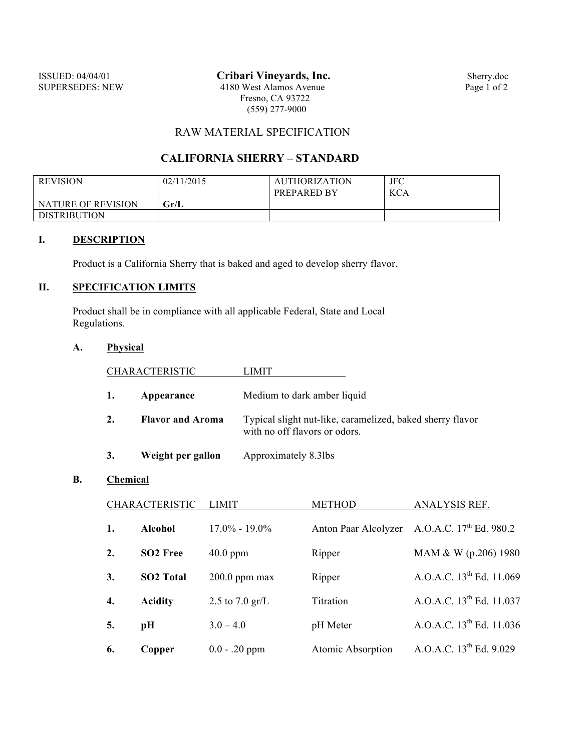ISSUED: 04/04/01
SUPERSEDES: NEW

**Cribari Vineyards, Inc.**
4180 West Alamos Avenue
Fresno, CA 93722
(559) 277-9000

Sherry.doc

## RAW MATERIAL SPECIFICATION

## CALIFORNIA SHERRY – STANDARD

| REVISION | 02/11/2015 | AUTHORIZATION | JFC |
|---|---|---|---|
| | | PREPARED BY | KCA |
| NATURE OF REVISION | **Gr/L** | | |
| DISTRIBUTION | | | |

### I. DESCRIPTION

Product is a California Sherry that is baked and aged to develop sherry flavor.

### II. SPECIFICATION LIMITS

Product shall be in compliance with all applicable Federal, State and Local Regulations.

#### A. Physical

| | CHARACTERISTIC | LIMIT |
|---|---|---|
| 1. | **Appearance** | Medium to dark amber liquid |
| 2. | **Flavor and Aroma** | Typical slight nut-like, caramelized, baked sherry flavor with no off flavors or odors. |
| 3. | **Weight per gallon** | Approximately 8.3lbs |

#### B. Chemical

| | CHARACTERISTIC | LIMIT | METHOD | ANALYSIS REF. |
|---|---|---|---|---|
| 1. | **Alcohol** | 17.0% - 19.0% | Anton Paar Alcolyzer | A.O.A.C. 17th Ed. 980.2 |
| 2. | **SO2 Free** | 40.0 ppm | Ripper | MAM & W (p.206) 1980 |
| 3. | **SO2 Total** | 200.0 ppm max | Ripper | A.O.A.C. 13th Ed. 11.069 |
| 4. | **Acidity** | 2.5 to 7.0 gr/L | Titration | A.O.A.C. 13th Ed. 11.037 |
| 5. | **pH** | 3.0 – 4.0 | pH Meter | A.O.A.C. 13th Ed. 11.036 |
| 6. | **Copper** | 0.0 - .20 ppm | Atomic Absorption | A.O.A.C. 13th Ed. 9.029 |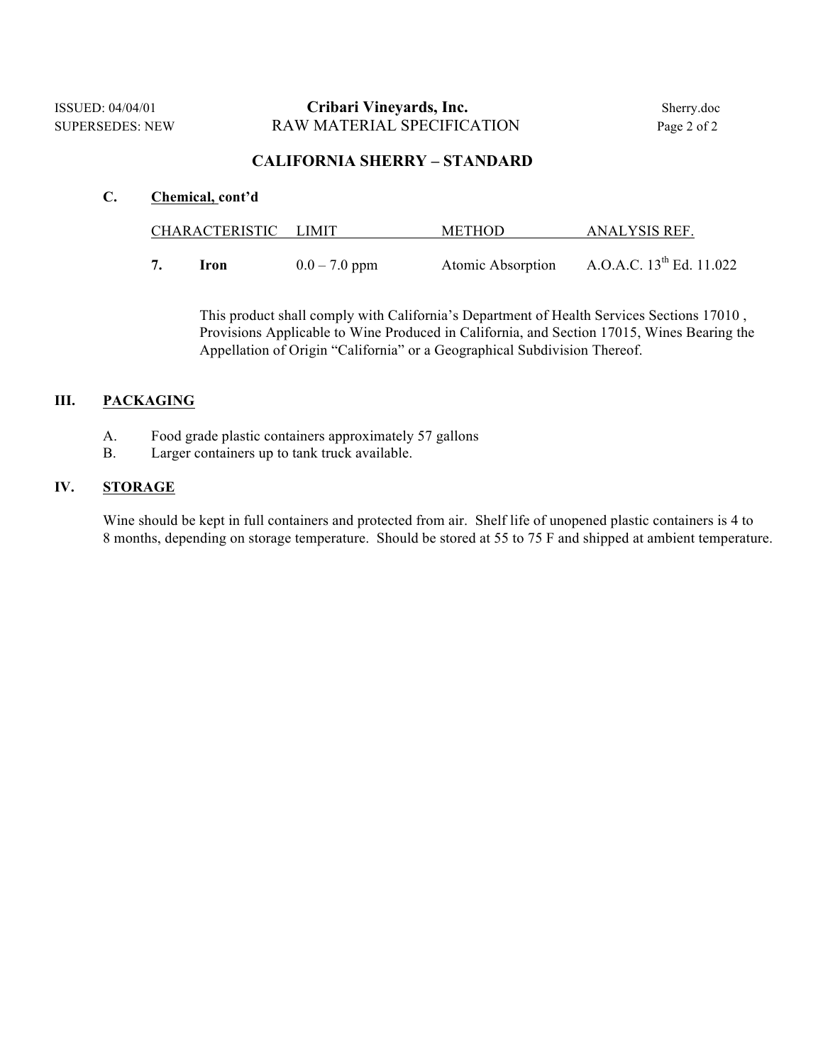## CALIFORNIA SHERRY – STANDARD

### C. Chemical, cont'd

| CHARACTERISTIC | | LIMIT | METHOD | ANALYSIS REF. |
|---|---|---|---|---|
| 7. | **Iron** | 0.0 – 7.0 ppm | Atomic Absorption | A.O.A.C. 13th Ed. 11.022 |

This product shall comply with California's Department of Health Services Sections 17010 , Provisions Applicable to Wine Produced in California, and Section 17015, Wines Bearing the Appellation of Origin "California" or a Geographical Subdivision Thereof.

## III. PACKAGING

A. Food grade plastic containers approximately 57 gallons
B. Larger containers up to tank truck available.

## IV. STORAGE

Wine should be kept in full containers and protected from air. Shelf life of unopened plastic containers is 4 to 8 months, depending on storage temperature. Should be stored at 55 to 75 F and shipped at ambient temperature.